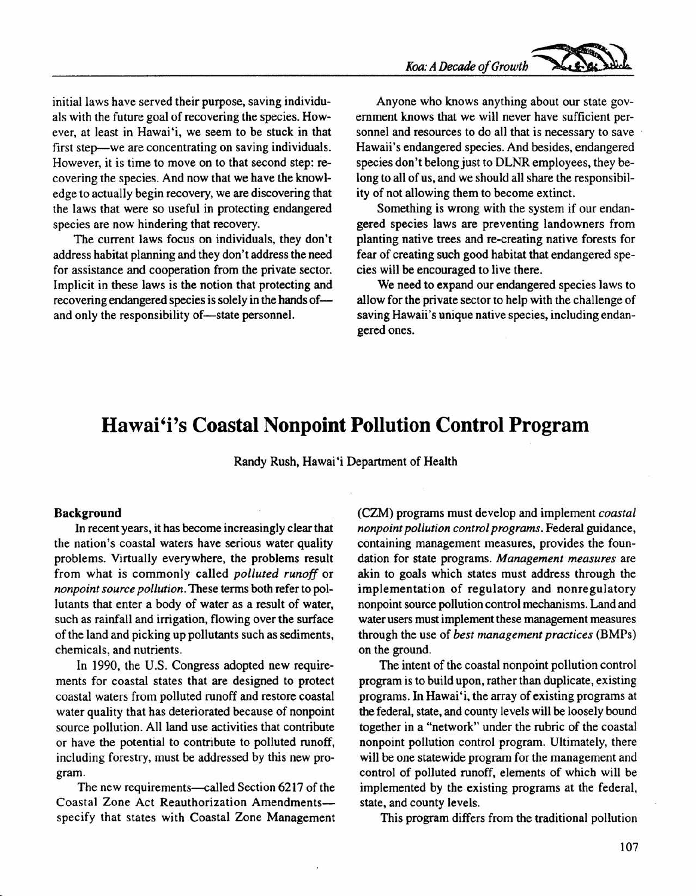initial laws have served their purpose, saving individuals with the future goal of recovering the species. However, at least in Hawai'i, we seem to be stuck in that first step—we are concentrating on saving individuals. However, it is time to move on to that second step: recovering the species. And now that we have the knowledge to actually begin recovery, we are discovering that the laws that were so useful in protecting endangered species are now hindering that recovery.

The current laws focus on individuals, they don't address habitat planning and they don't address the need for assistance and cooperation from the private sector. Implicit in these laws is the notion that protecting and recovering endangered species is solely in the hands of—and only the responsibility of—state personnel.

Anyone who knows anything about our state government knows that we will never have sufficient personnel and resources to do all that is necessary to save Hawaii's endangered species. And besides, endangered species don't belong just to DLNR employees, they belong to all of us, and we should all share the responsibility of not allowing them to become extinct.

Something is wrong with the system if our endangered species laws are preventing landowners from planting native trees and re-creating native forests for fear of creating such good habitat that endangered species will be encouraged to live there.

We need to expand our endangered species laws to allow for the private sector to help with the challenge of saving Hawaii's unique native species, including endangered ones.

# Hawai'i's Coastal Nonpoint Pollution Control Program

Randy Rush, Hawai'i Department of Health

### Background

In recent years, it has become increasingly clear that the nation's coastal waters have serious water quality problems. Virtually everywhere, the problems result from what is commonly called *polluted runoff* or *nonpoint source pollution*. These terms both refer to pollutants that enter a body of water as a result of water, such as rainfall and irrigation, flowing over the surface of the land and picking up pollutants such as sediments, chemicals, and nutrients.

In 1990, the U.S. Congress adopted new requirements for coastal states that are designed to protect coastal waters from polluted runoff and restore coastal water quality that has deteriorated because of nonpoint source pollution. All land use activities that contribute or have the potential to contribute to polluted runoff, including forestry, must be addressed by this new program.

The new requirements—called Section 6217 of the Coastal Zone Act Reauthorization Amendments—specify that states with Coastal Zone Management (CZM) programs must develop and implement *coastal nonpoint pollution control programs*. Federal guidance, containing management measures, provides the foundation for state programs. *Management measures* are akin to goals which states must address through the implementation of regulatory and nonregulatory nonpoint source pollution control mechanisms. Land and water users must implement these management measures through the use of *best management practices* (BMPs) on the ground.

The intent of the coastal nonpoint pollution control program is to build upon, rather than duplicate, existing programs. In Hawai'i, the array of existing programs at the federal, state, and county levels will be loosely bound together in a "network" under the rubric of the coastal nonpoint pollution control program. Ultimately, there will be one statewide program for the management and control of polluted runoff, elements of which will be implemented by the existing programs at the federal, state, and county levels.

This program differs from the traditional pollution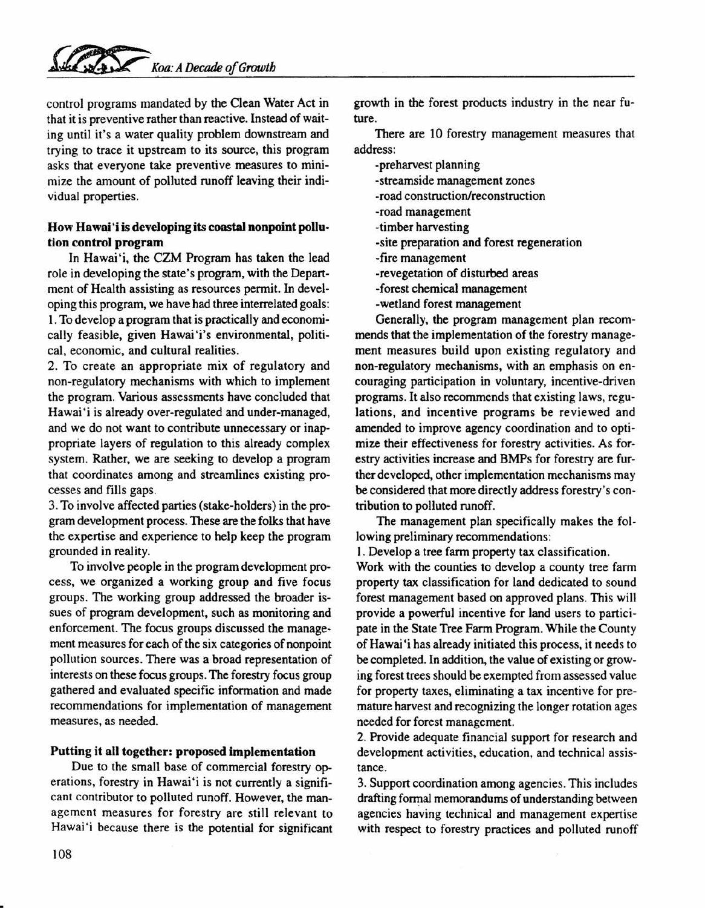control programs mandated by the Clean Water Act in that it is preventive rather than reactive. Instead of waiting until it's a water quality problem downstream and trying to trace it upstream to its source, this program asks that everyone take preventive measures to minimize the amount of polluted runoff leaving their individual properties.

**How Hawai'i is developing its coastal nonpoint pollution control program**

In Hawai'i, the CZM Program has taken the lead role in developing the state's program, with the Department of Health assisting as resources permit. In developing this program, we have had three interrelated goals:

1. To develop a program that is practically and economically feasible, given Hawai'i's environmental, political, economic, and cultural realities.
2. To create an appropriate mix of regulatory and non-regulatory mechanisms with which to implement the program. Various assessments have concluded that Hawai'i is already over-regulated and under-managed, and we do not want to contribute unnecessary or inappropriate layers of regulation to this already complex system. Rather, we are seeking to develop a program that coordinates among and streamlines existing processes and fills gaps.
3. To involve affected parties (stake-holders) in the program development process. These are the folks that have the expertise and experience to help keep the program grounded in reality.

To involve people in the program development process, we organized a working group and five focus groups. The working group addressed the broader issues of program development, such as monitoring and enforcement. The focus groups discussed the management measures for each of the six categories of nonpoint pollution sources. There was a broad representation of interests on these focus groups. The forestry focus group gathered and evaluated specific information and made recommendations for implementation of management measures, as needed.

**Putting it all together: proposed implementation**

Due to the small base of commercial forestry operations, forestry in Hawai'i is not currently a significant contributor to polluted runoff. However, the management measures for forestry are still relevant to Hawai'i because there is the potential for significant growth in the forest products industry in the near future.

There are 10 forestry management measures that address:

- preharvest planning
- streamside management zones
- road construction/reconstruction
- road management
- timber harvesting
- site preparation and forest regeneration
- fire management
- revegetation of disturbed areas
- forest chemical management
- wetland forest management

Generally, the program management plan recommends that the implementation of the forestry management measures build upon existing regulatory and non-regulatory mechanisms, with an emphasis on encouraging participation in voluntary, incentive-driven programs. It also recommends that existing laws, regulations, and incentive programs be reviewed and amended to improve agency coordination and to optimize their effectiveness for forestry activities. As forestry activities increase and BMPs for forestry are further developed, other implementation mechanisms may be considered that more directly address forestry's contribution to polluted runoff.

The management plan specifically makes the following preliminary recommendations:

1. Develop a tree farm property tax classification. Work with the counties to develop a county tree farm property tax classification for land dedicated to sound forest management based on approved plans. This will provide a powerful incentive for land users to participate in the State Tree Farm Program. While the County of Hawai'i has already initiated this process, it needs to be completed. In addition, the value of existing or growing forest trees should be exempted from assessed value for property taxes, eliminating a tax incentive for premature harvest and recognizing the longer rotation ages needed for forest management.
2. Provide adequate financial support for research and development activities, education, and technical assistance.
3. Support coordination among agencies. This includes drafting formal memorandums of understanding between agencies having technical and management expertise with respect to forestry practices and polluted runoff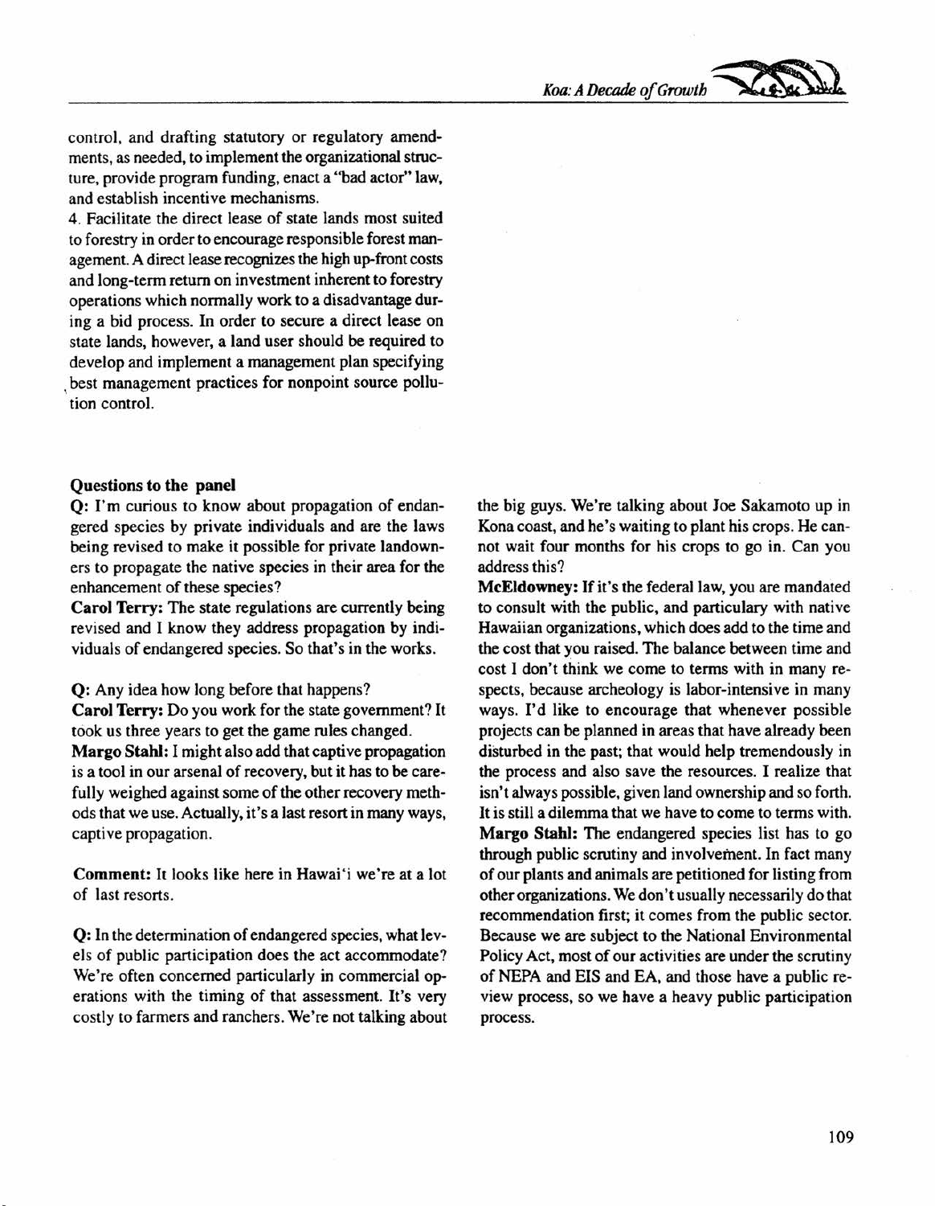control, and drafting statutory or regulatory amendments, as needed, to implement the organizational structure, provide program funding, enact a "bad actor" law, and establish incentive mechanisms.

4. Facilitate the direct lease of state lands most suited to forestry in order to encourage responsible forest management. A direct lease recognizes the high up-front costs and long-term return on investment inherent to forestry operations which normally work to a disadvantage during a bid process. In order to secure a direct lease on state lands, however, a land user should be required to develop and implement a management plan specifying best management practices for nonpoint source pollution control.

**Questions to the panel**

**Q:** I'm curious to know about propagation of endangered species by private individuals and are the laws being revised to make it possible for private landowners to propagate the native species in their area for the enhancement of these species?

**Carol Terry:** The state regulations are currently being revised and I know they address propagation by individuals of endangered species. So that's in the works.

**Q:** Any idea how long before that happens?

**Carol Terry:** Do you work for the state government? It took us three years to get the game rules changed.

**Margo Stahl:** I might also add that captive propagation is a tool in our arsenal of recovery, but it has to be carefully weighed against some of the other recovery methods that we use. Actually, it's a last resort in many ways, captive propagation.

**Comment:** It looks like here in Hawai'i we're at a lot of last resorts.

**Q:** In the determination of endangered species, what levels of public participation does the act accommodate? We're often concerned particularly in commercial operations with the timing of that assessment. It's very costly to farmers and ranchers. We're not talking about the big guys. We're talking about Joe Sakamoto up in Kona coast, and he's waiting to plant his crops. He cannot wait four months for his crops to go in. Can you address this?

**McEldowney:** If it's the federal law, you are mandated to consult with the public, and particulary with native Hawaiian organizations, which does add to the time and the cost that you raised. The balance between time and cost I don't think we come to terms with in many respects, because archeology is labor-intensive in many ways. I'd like to encourage that whenever possible projects can be planned in areas that have already been disturbed in the past; that would help tremendously in the process and also save the resources. I realize that isn't always possible, given land ownership and so forth. It is still a dilemma that we have to come to terms with.

**Margo Stahl:** The endangered species list has to go through public scrutiny and involvement. In fact many of our plants and animals are petitioned for listing from other organizations. We don't usually necessarily do that recommendation first; it comes from the public sector. Because we are subject to the National Environmental Policy Act, most of our activities are under the scrutiny of NEPA and EIS and EA, and those have a public review process, so we have a heavy public participation process.